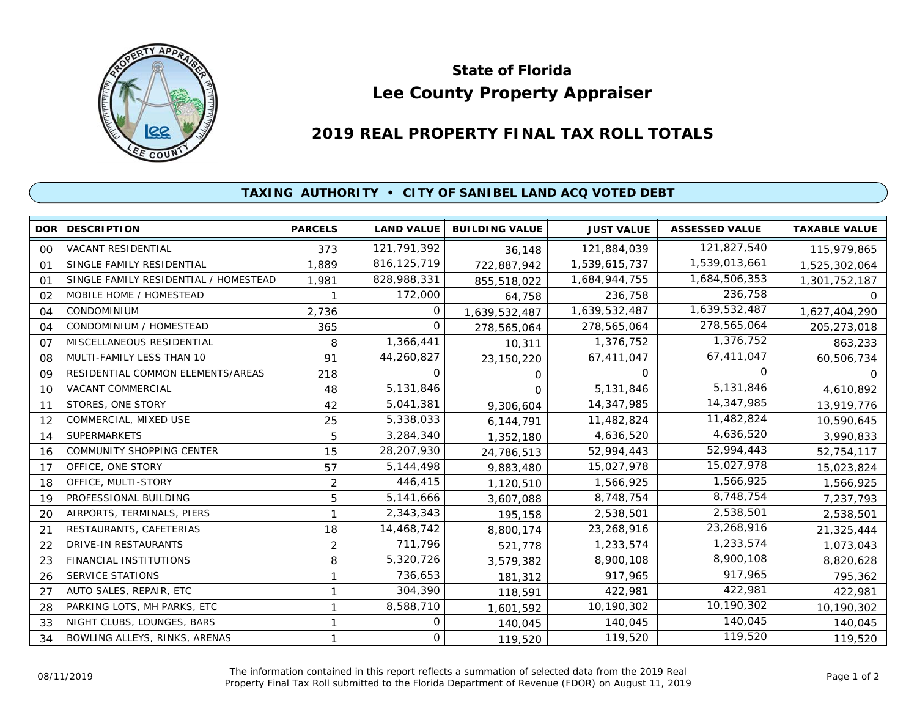# State of Florida
# Lee County Property Appraiser

## 2019 REAL PROPERTY FINAL TAX ROLL TOTALS

### TAXING AUTHORITY • CITY OF SANIBEL LAND ACQ VOTED DEBT

| DOR | DESCRIPTION | PARCELS | LAND VALUE | BUILDING VALUE | JUST VALUE | ASSESSED VALUE | TAXABLE VALUE |
|---|---|---|---|---|---|---|---|
| 00 | VACANT RESIDENTIAL | 373 | 121,791,392 | 36,148 | 121,884,039 | 121,827,540 | 115,979,865 |
| 01 | SINGLE FAMILY RESIDENTIAL | 1,889 | 816,125,719 | 722,887,942 | 1,539,615,737 | 1,539,013,661 | 1,525,302,064 |
| 01 | SINGLE FAMILY RESIDENTIAL / HOMESTEAD | 1,981 | 828,988,331 | 855,518,022 | 1,684,944,755 | 1,684,506,353 | 1,301,752,187 |
| 02 | MOBILE HOME / HOMESTEAD | 1 | 172,000 | 64,758 | 236,758 | 236,758 | 0 |
| 04 | CONDOMINIUM | 2,736 | 0 | 1,639,532,487 | 1,639,532,487 | 1,639,532,487 | 1,627,404,290 |
| 04 | CONDOMINIUM / HOMESTEAD | 365 | 0 | 278,565,064 | 278,565,064 | 278,565,064 | 205,273,018 |
| 07 | MISCELLANEOUS RESIDENTIAL | 8 | 1,366,441 | 10,311 | 1,376,752 | 1,376,752 | 863,233 |
| 08 | MULTI-FAMILY LESS THAN 10 | 91 | 44,260,827 | 23,150,220 | 67,411,047 | 67,411,047 | 60,506,734 |
| 09 | RESIDENTIAL COMMON ELEMENTS/AREAS | 218 | 0 | 0 | 0 | 0 | 0 |
| 10 | VACANT COMMERCIAL | 48 | 5,131,846 | 0 | 5,131,846 | 5,131,846 | 4,610,892 |
| 11 | STORES, ONE STORY | 42 | 5,041,381 | 9,306,604 | 14,347,985 | 14,347,985 | 13,919,776 |
| 12 | COMMERCIAL, MIXED USE | 25 | 5,338,033 | 6,144,791 | 11,482,824 | 11,482,824 | 10,590,645 |
| 14 | SUPERMARKETS | 5 | 3,284,340 | 1,352,180 | 4,636,520 | 4,636,520 | 3,990,833 |
| 16 | COMMUNITY SHOPPING CENTER | 15 | 28,207,930 | 24,786,513 | 52,994,443 | 52,994,443 | 52,754,117 |
| 17 | OFFICE, ONE STORY | 57 | 5,144,498 | 9,883,480 | 15,027,978 | 15,027,978 | 15,023,824 |
| 18 | OFFICE, MULTI-STORY | 2 | 446,415 | 1,120,510 | 1,566,925 | 1,566,925 | 1,566,925 |
| 19 | PROFESSIONAL BUILDING | 5 | 5,141,666 | 3,607,088 | 8,748,754 | 8,748,754 | 7,237,793 |
| 20 | AIRPORTS, TERMINALS, PIERS | 1 | 2,343,343 | 195,158 | 2,538,501 | 2,538,501 | 2,538,501 |
| 21 | RESTAURANTS, CAFETERIAS | 18 | 14,468,742 | 8,800,174 | 23,268,916 | 23,268,916 | 21,325,444 |
| 22 | DRIVE-IN RESTAURANTS | 2 | 711,796 | 521,778 | 1,233,574 | 1,233,574 | 1,073,043 |
| 23 | FINANCIAL INSTITUTIONS | 8 | 5,320,726 | 3,579,382 | 8,900,108 | 8,900,108 | 8,820,628 |
| 26 | SERVICE STATIONS | 1 | 736,653 | 181,312 | 917,965 | 917,965 | 795,362 |
| 27 | AUTO SALES, REPAIR, ETC | 1 | 304,390 | 118,591 | 422,981 | 422,981 | 422,981 |
| 28 | PARKING LOTS, MH PARKS, ETC | 1 | 8,588,710 | 1,601,592 | 10,190,302 | 10,190,302 | 10,190,302 |
| 33 | NIGHT CLUBS, LOUNGES, BARS | 1 | 0 | 140,045 | 140,045 | 140,045 | 140,045 |
| 34 | BOWLING ALLEYS, RINKS, ARENAS | 1 | 0 | 119,520 | 119,520 | 119,520 | 119,520 |

08/11/2019

The information contained in this report reflects a summation of selected data from the 2019 Real Property Final Tax Roll submitted to the Florida Department of Revenue (FDOR) on August 11, 2019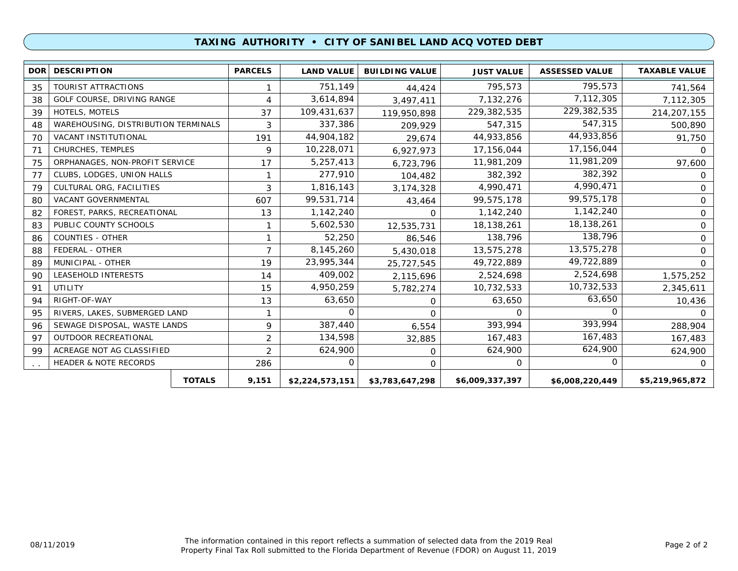## TAXING AUTHORITY • CITY OF SANIBEL LAND ACQ VOTED DEBT

| DOR | DESCRIPTION | PARCELS | LAND VALUE | BUILDING VALUE | JUST VALUE | ASSESSED VALUE | TAXABLE VALUE |
|---|---|---|---|---|---|---|---|
| 35 | TOURIST ATTRACTIONS | 1 | 751,149 | 44,424 | 795,573 | 795,573 | 741,564 |
| 38 | GOLF COURSE, DRIVING RANGE | 4 | 3,614,894 | 3,497,411 | 7,132,276 | 7,112,305 | 7,112,305 |
| 39 | HOTELS, MOTELS | 37 | 109,431,637 | 119,950,898 | 229,382,535 | 229,382,535 | 214,207,155 |
| 48 | WAREHOUSING, DISTRIBUTION TERMINALS | 3 | 337,386 | 209,929 | 547,315 | 547,315 | 500,890 |
| 70 | VACANT INSTITUTIONAL | 191 | 44,904,182 | 29,674 | 44,933,856 | 44,933,856 | 91,750 |
| 71 | CHURCHES, TEMPLES | 9 | 10,228,071 | 6,927,973 | 17,156,044 | 17,156,044 | 0 |
| 75 | ORPHANAGES, NON-PROFIT SERVICE | 17 | 5,257,413 | 6,723,796 | 11,981,209 | 11,981,209 | 97,600 |
| 77 | CLUBS, LODGES, UNION HALLS | 1 | 277,910 | 104,482 | 382,392 | 382,392 | 0 |
| 79 | CULTURAL ORG, FACILITIES | 3 | 1,816,143 | 3,174,328 | 4,990,471 | 4,990,471 | 0 |
| 80 | VACANT GOVERNMENTAL | 607 | 99,531,714 | 43,464 | 99,575,178 | 99,575,178 | 0 |
| 82 | FOREST, PARKS, RECREATIONAL | 13 | 1,142,240 | 0 | 1,142,240 | 1,142,240 | 0 |
| 83 | PUBLIC COUNTY SCHOOLS | 1 | 5,602,530 | 12,535,731 | 18,138,261 | 18,138,261 | 0 |
| 86 | COUNTIES - OTHER | 1 | 52,250 | 86,546 | 138,796 | 138,796 | 0 |
| 88 | FEDERAL - OTHER | 7 | 8,145,260 | 5,430,018 | 13,575,278 | 13,575,278 | 0 |
| 89 | MUNICIPAL - OTHER | 19 | 23,995,344 | 25,727,545 | 49,722,889 | 49,722,889 | 0 |
| 90 | LEASEHOLD INTERESTS | 14 | 409,002 | 2,115,696 | 2,524,698 | 2,524,698 | 1,575,252 |
| 91 | UTILITY | 15 | 4,950,259 | 5,782,274 | 10,732,533 | 10,732,533 | 2,345,611 |
| 94 | RIGHT-OF-WAY | 13 | 63,650 | 0 | 63,650 | 63,650 | 10,436 |
| 95 | RIVERS, LAKES, SUBMERGED LAND | 1 | 0 | 0 | 0 | 0 | 0 |
| 96 | SEWAGE DISPOSAL, WASTE LANDS | 9 | 387,440 | 6,554 | 393,994 | 393,994 | 288,904 |
| 97 | OUTDOOR RECREATIONAL | 2 | 134,598 | 32,885 | 167,483 | 167,483 | 167,483 |
| 99 | ACREAGE NOT AG CLASSIFIED | 2 | 624,900 | 0 | 624,900 | 624,900 | 624,900 |
| . . | HEADER & NOTE RECORDS | 286 | 0 | 0 | 0 | 0 | 0 |
| | **TOTALS** | **9,151** | **$2,224,573,151** | **$3,783,647,298** | **$6,009,337,397** | **$6,008,220,449** | **$5,219,965,872** |

08/11/2019

The information contained in this report reflects a summation of selected data from the 2019 Real Property Final Tax Roll submitted to the Florida Department of Revenue (FDOR) on August 11, 2019